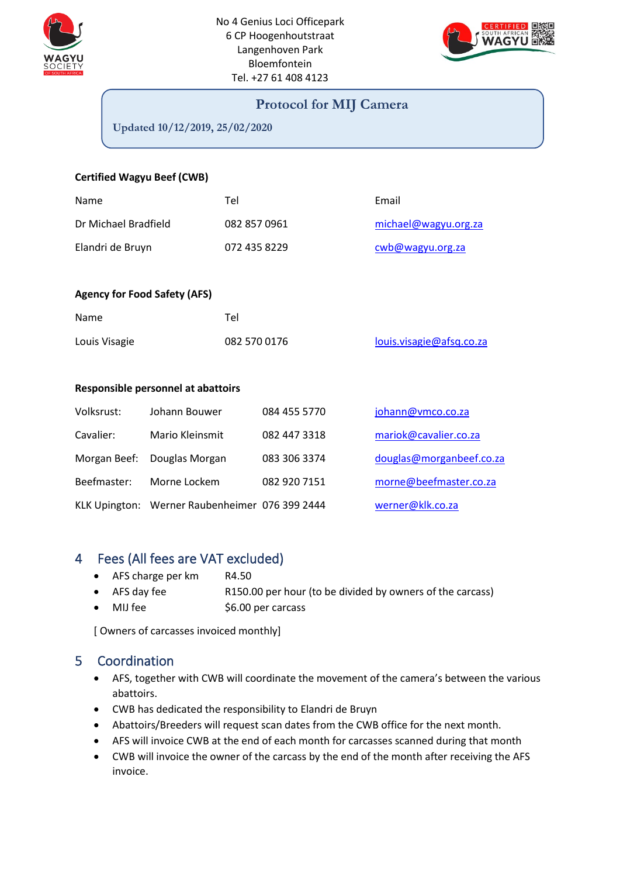No 4 Genius Loci Officepark
6 CP Hoogenhoutstraat
Langenhoven Park
Bloemfontein
Tel. +27 61 408 4123

# Protocol for MIJ Camera

Updated 10/12/2019, 25/02/2020

**Certified Wagyu Beef (CWB)**

| Name | Tel | Email |
|---|---|---|
| Dr Michael Bradfield | 082 857 0961 | michael@wagyu.org.za |
| Elandri de Bruyn | 072 435 8229 | cwb@wagyu.org.za |

**Agency for Food Safety (AFS)**

| Name | Tel | |
|---|---|---|
| Louis Visagie | 082 570 0176 | louis.visagie@afsq.co.za |

**Responsible personnel at abattoirs**

| | | | |
|---|---|---|---|
| Volksrust: | Johann Bouwer | 084 455 5770 | johann@vmco.co.za |
| Cavalier: | Mario Kleinsmit | 082 447 3318 | mariok@cavalier.co.za |
| Morgan Beef: | Douglas Morgan | 083 306 3374 | douglas@morganbeef.co.za |
| Beefmaster: | Morne Lockem | 082 920 7151 | morne@beefmaster.co.za |
| KLK Upington: | Werner Raubenheimer | 076 399 2444 | werner@klk.co.za |

## 4 Fees (All fees are VAT excluded)

- AFS charge per km R4.50
- AFS day fee R150.00 per hour (to be divided by owners of the carcass)
- MIJ fee $6.00 per carcass

[ Owners of carcasses invoiced monthly]

## 5 Coordination

- AFS, together with CWB will coordinate the movement of the camera's between the various abattoirs.
- CWB has dedicated the responsibility to Elandri de Bruyn
- Abattoirs/Breeders will request scan dates from the CWB office for the next month.
- AFS will invoice CWB at the end of each month for carcasses scanned during that month
- CWB will invoice the owner of the carcass by the end of the month after receiving the AFS invoice.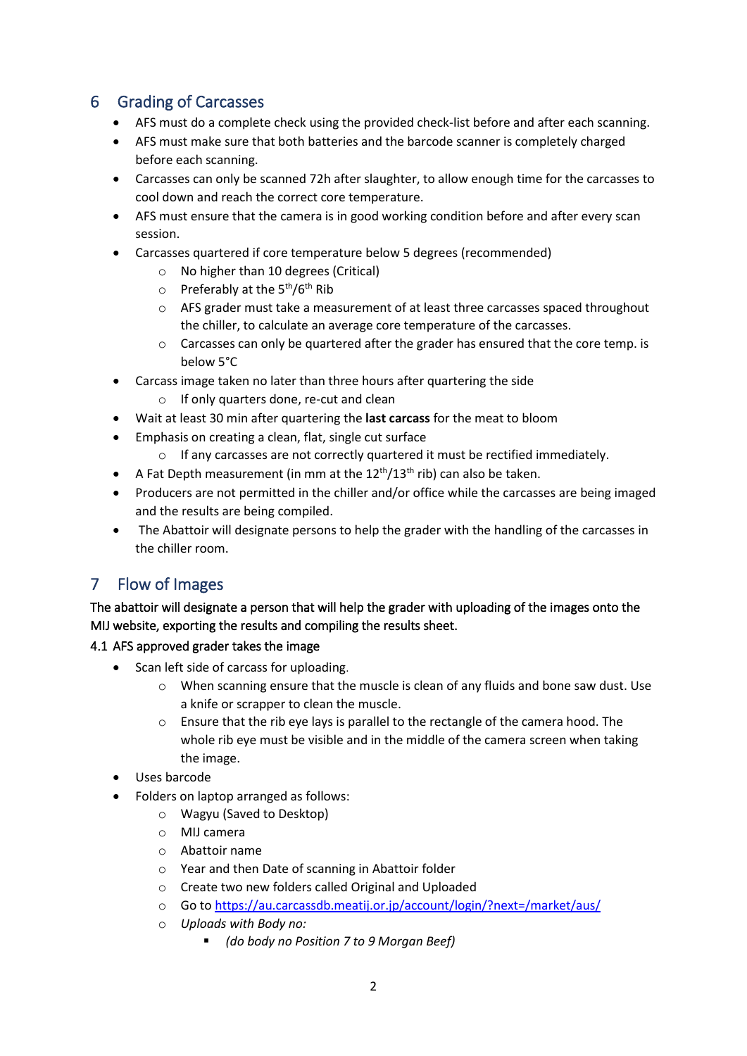## 6 Grading of Carcasses

- AFS must do a complete check using the provided check-list before and after each scanning.
- AFS must make sure that both batteries and the barcode scanner is completely charged before each scanning.
- Carcasses can only be scanned 72h after slaughter, to allow enough time for the carcasses to cool down and reach the correct core temperature.
- AFS must ensure that the camera is in good working condition before and after every scan session.
- Carcasses quartered if core temperature below 5 degrees (recommended)
  - No higher than 10 degrees (Critical)
  - Preferably at the 5th/6th Rib
  - AFS grader must take a measurement of at least three carcasses spaced throughout the chiller, to calculate an average core temperature of the carcasses.
  - Carcasses can only be quartered after the grader has ensured that the core temp. is below 5°C
- Carcass image taken no later than three hours after quartering the side
  - If only quarters done, re-cut and clean
- Wait at least 30 min after quartering the **last carcass** for the meat to bloom
- Emphasis on creating a clean, flat, single cut surface
  - If any carcasses are not correctly quartered it must be rectified immediately.
- A Fat Depth measurement (in mm at the 12th/13th rib) can also be taken.
- Producers are not permitted in the chiller and/or office while the carcasses are being imaged and the results are being compiled.
- The Abattoir will designate persons to help the grader with the handling of the carcasses in the chiller room.

## 7 Flow of Images

The abattoir will designate a person that will help the grader with uploading of the images onto the MIJ website, exporting the results and compiling the results sheet.

### 4.1 AFS approved grader takes the image

- Scan left side of carcass for uploading.
  - When scanning ensure that the muscle is clean of any fluids and bone saw dust. Use a knife or scrapper to clean the muscle.
  - Ensure that the rib eye lays is parallel to the rectangle of the camera hood. The whole rib eye must be visible and in the middle of the camera screen when taking the image.
- Uses barcode
- Folders on laptop arranged as follows:
  - Wagyu (Saved to Desktop)
  - MIJ camera
  - Abattoir name
  - Year and then Date of scanning in Abattoir folder
  - Create two new folders called Original and Uploaded
  - Go to https://au.carcassdb.meatij.or.jp/account/login/?next=/market/aus/
  - *Uploads with Body no:*
    - *(do body no Position 7 to 9 Morgan Beef)*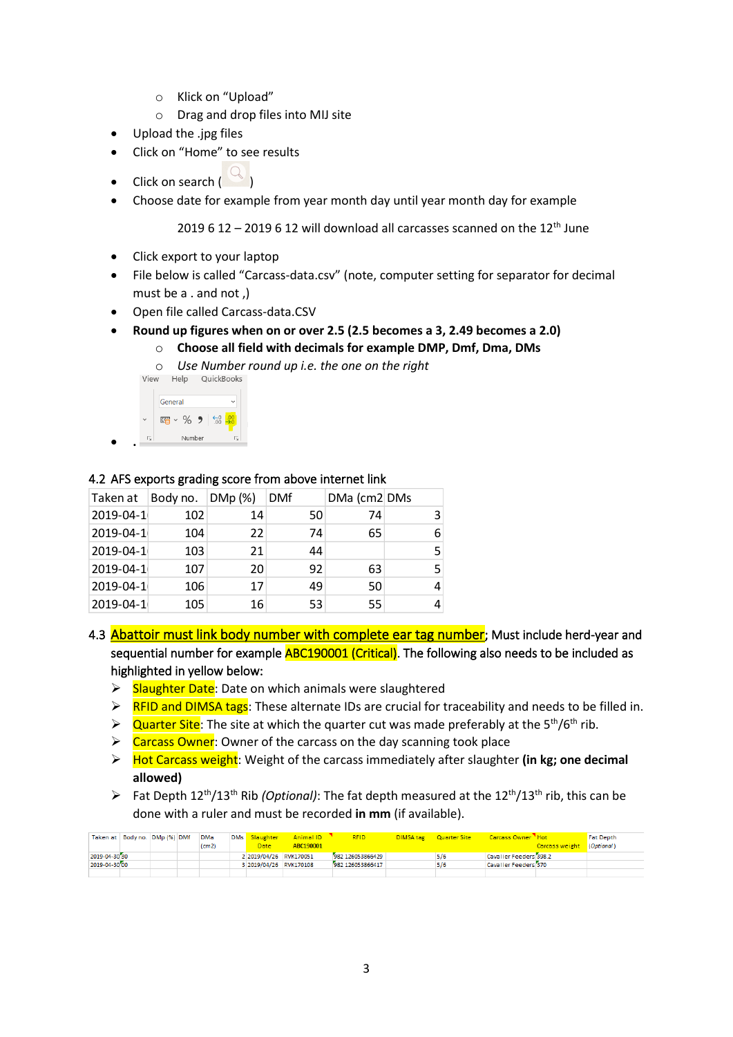- Klick on “Upload”
    - Drag and drop files into MIJ site
- Upload the .jpg files
- Click on “Home” to see results
- Click on search ( )
- Choose date for example from year month day until year month day for example

  2019 6 12 – 2019 6 12 will download all carcasses scanned on the 12th June

- Click export to your laptop
- File below is called “Carcass-data.csv” (note, computer setting for separator for decimal must be a . and not ,)
- Open file called Carcass-data.CSV
- **Round up figures when on or over 2.5 (2.5 becomes a 3, 2.49 becomes a 2.0)**
    - **Choose all field with decimals for example DMP, Dmf, Dma, DMs**
    - *Use Number round up i.e. the one on the right*

View Help QuickBooks

General

Number

- .

4.2 AFS exports grading score from above internet link

| Taken at | Body no. | DMp (%) | DMf | DMa (cm2 | DMs |
|---|---|---|---|---|---|
| 2019-04-1 | 102 | 14 | 50 | 74 | 3 |
| 2019-04-1 | 104 | 22 | 74 | 65 | 6 |
| 2019-04-1 | 103 | 21 | 44 | | 5 |
| 2019-04-1 | 107 | 20 | 92 | 63 | 5 |
| 2019-04-1 | 106 | 17 | 49 | 50 | 4 |
| 2019-04-1 | 105 | 16 | 53 | 55 | 4 |

4.3 Abattoir must link body number with complete ear tag number; Must include herd-year and sequential number for example ABC190001 (Critical). The following also needs to be included as highlighted in yellow below:

- Slaughter Date: Date on which animals were slaughtered
- RFID and DIMSA tags: These alternate IDs are crucial for traceability and needs to be filled in.
- Quarter Site: The site at which the quarter cut was made preferably at the 5th/6th rib.
- Carcass Owner: Owner of the carcass on the day scanning took place
- Hot Carcass weight: Weight of the carcass immediately after slaughter **(in kg; one decimal allowed)**
- Fat Depth 12th/13th Rib *(Optional)*: The fat depth measured at the 12th/13th rib, this can be done with a ruler and must be recorded **in mm** (if available).

| Taken at | Body no. | DMp (%) | DMf | DMa (cm2) | DMs | Slaughter Date | Animal ID ABC190001 | RFID | DIMSA tag | Quarter Site | Carcass Owner | Hot Carcass weight | Fat Depth (Optional) |
|---|---|---|---|---|---|---|---|---|---|---|---|---|---|
| 2019-04-30 | 50 | | | | 2 | 2019/04/26 | RVK170051 | 982 126053865429 | | 5/6 | Cavalier Feeders | 398.2 | |
| 2019-04-30 | 00 | | | | 3 | 2019/04/26 | RVK170108 | 982 126053865417 | | 5/6 | Cavalier Feeders | 370 | |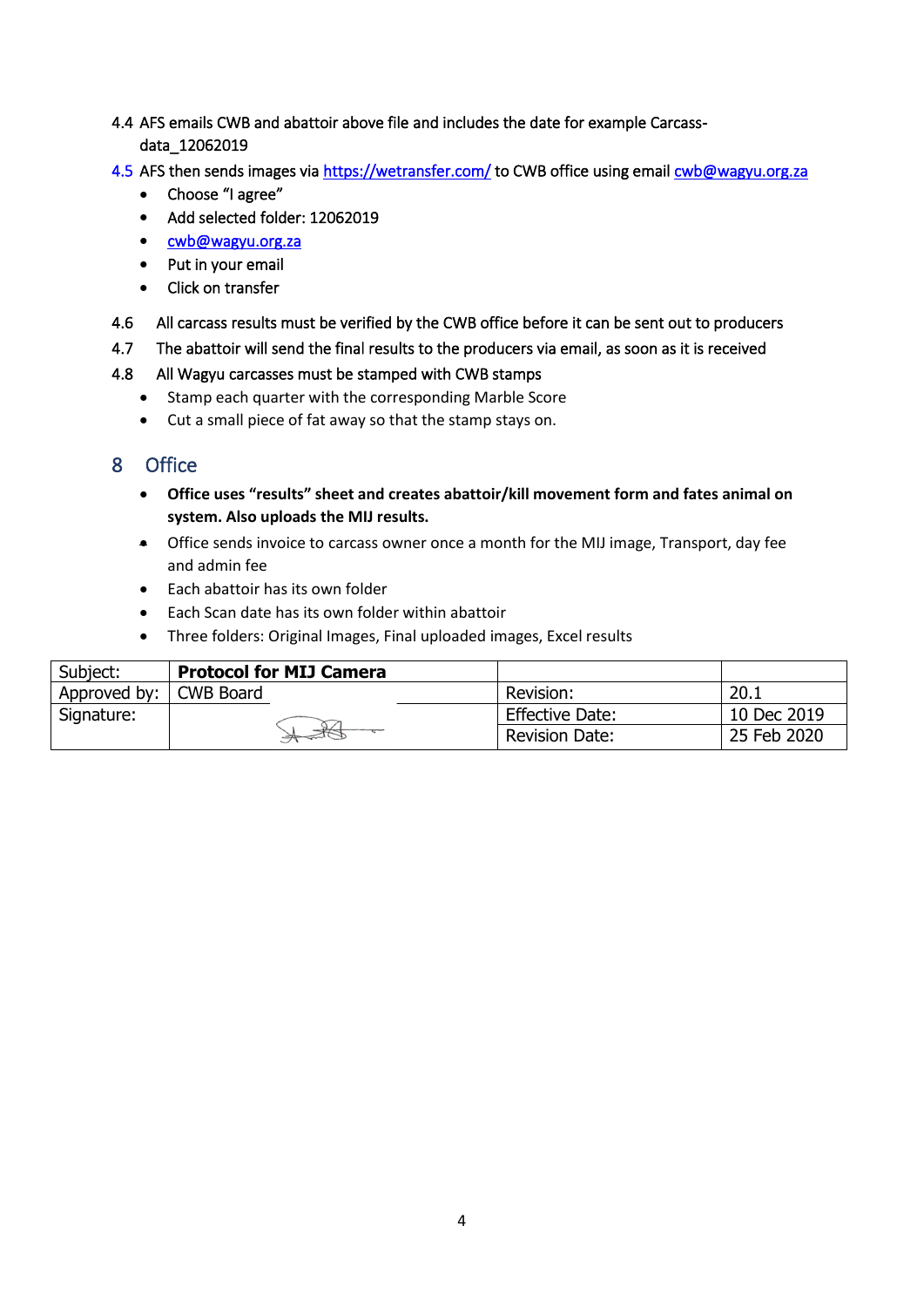4.4 AFS emails CWB and abattoir above file and includes the date for example Carcass-data_12062019

4.5 AFS then sends images via https://wetransfer.com/ to CWB office using email cwb@wagyu.org.za

- Choose "I agree"
- Add selected folder: 12062019
- cwb@wagyu.org.za
- Put in your email
- Click on transfer

4.6 All carcass results must be verified by the CWB office before it can be sent out to producers

4.7 The abattoir will send the final results to the producers via email, as soon as it is received

4.8 All Wagyu carcasses must be stamped with CWB stamps

- Stamp each quarter with the corresponding Marble Score
- Cut a small piece of fat away so that the stamp stays on.

## 8 Office

- **Office uses "results" sheet and creates abattoir/kill movement form and fates animal on system. Also uploads the MIJ results.**
- Office sends invoice to carcass owner once a month for the MIJ image, Transport, day fee and admin fee
- Each abattoir has its own folder
- Each Scan date has its own folder within abattoir
- Three folders: Original Images, Final uploaded images, Excel results

| | | | |
|---|---|---|---|
| Subject: | **Protocol for MIJ Camera** | | |
| Approved by: | CWB Board | Revision: | 20.1 |
| Signature: | | Effective Date: | 10 Dec 2019 |
| | | Revision Date: | 25 Feb 2020 |